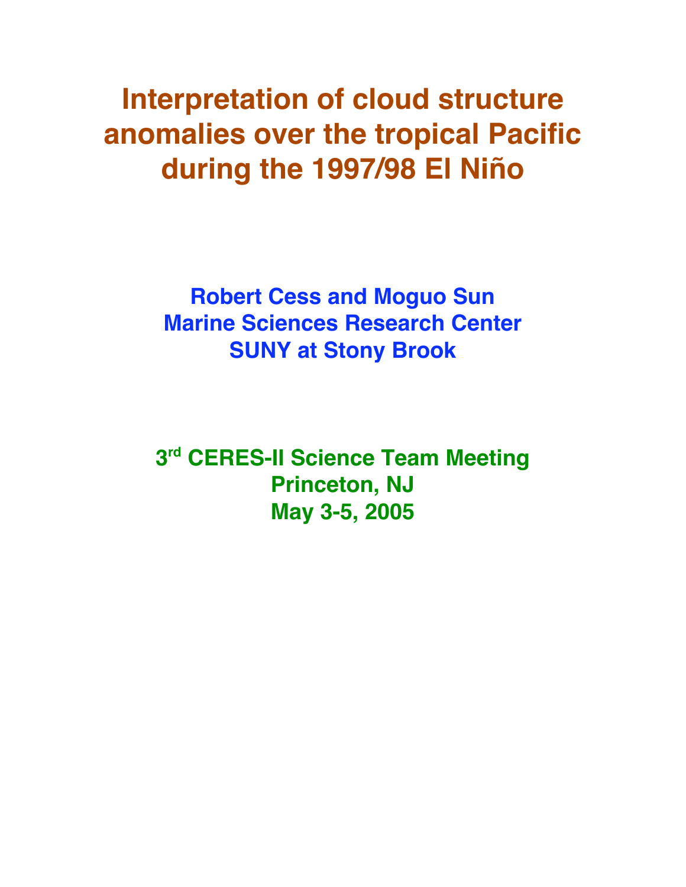# Interpretation of cloud structure anomalies over the tropical Pacific during the 1997/98 El Niño

**Robert Cess and Moguo Sun**
**Marine Sciences Research Center**
**SUNY at Stony Brook**

**3rd CERES-II Science Team Meeting**
**Princeton, NJ**
**May 3-5, 2005**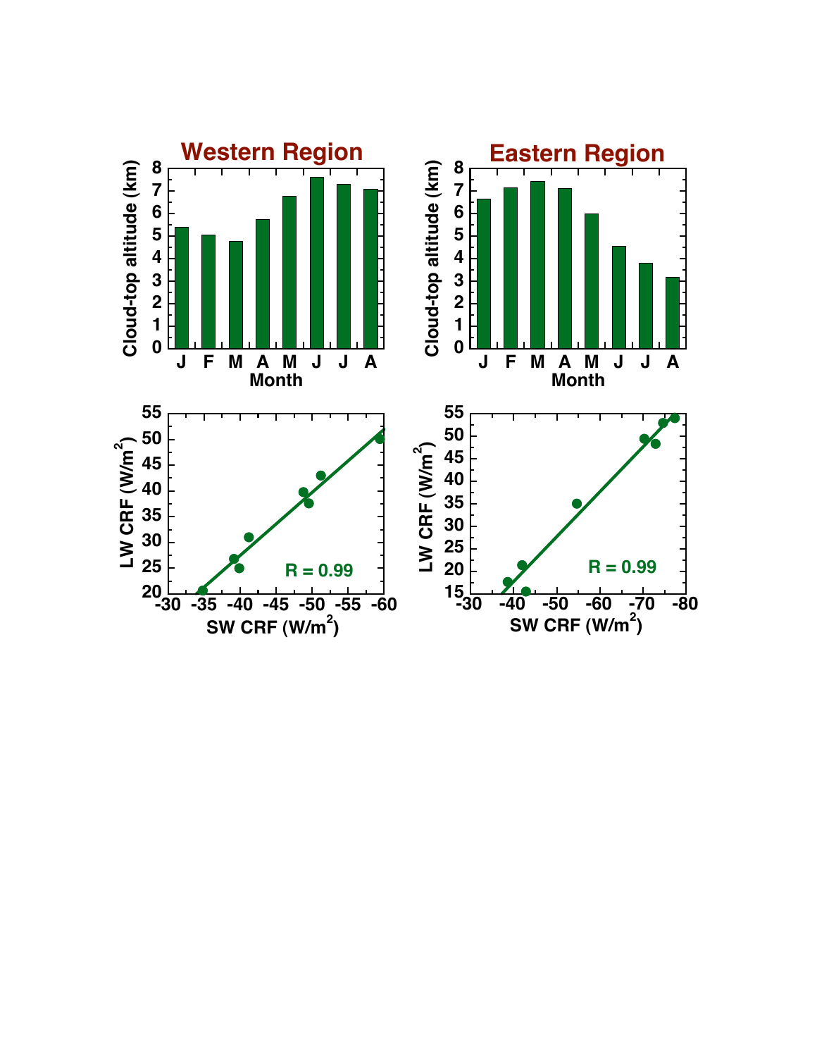## Western Region

Cloud-top altitude (km) by Month: J, F, M, A, M, J, J, A

LW CRF (W/m$^2$) vs. SW CRF (W/m$^2$): R = 0.99

## Eastern Region

Cloud-top altitude (km) by Month: J, F, M, A, M, J, J, A

LW CRF (W/m$^2$) vs. SW CRF (W/m$^2$): R = 0.99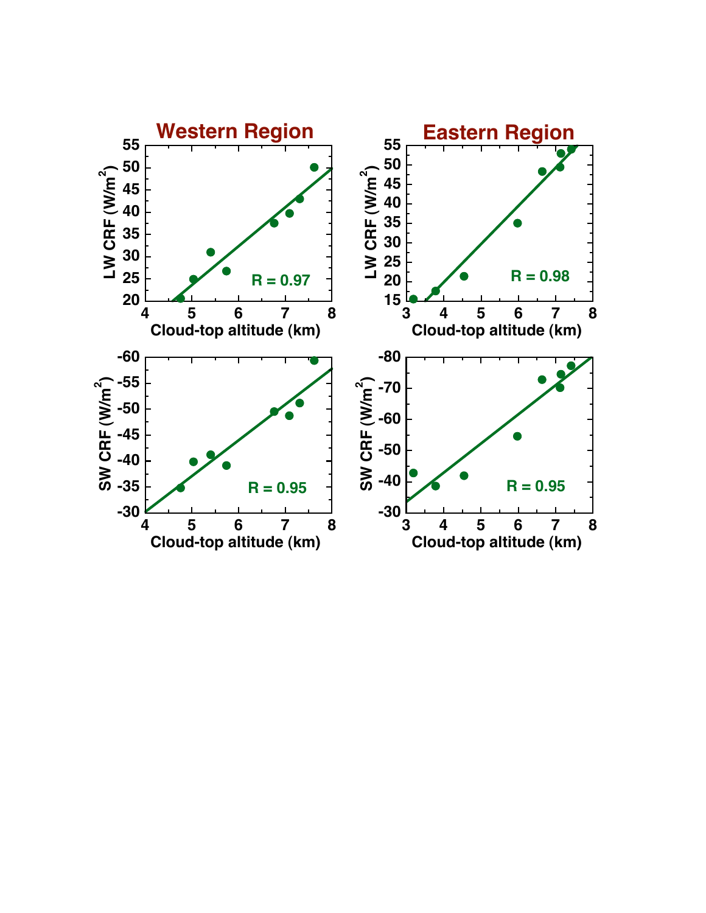Western Region

Eastern Region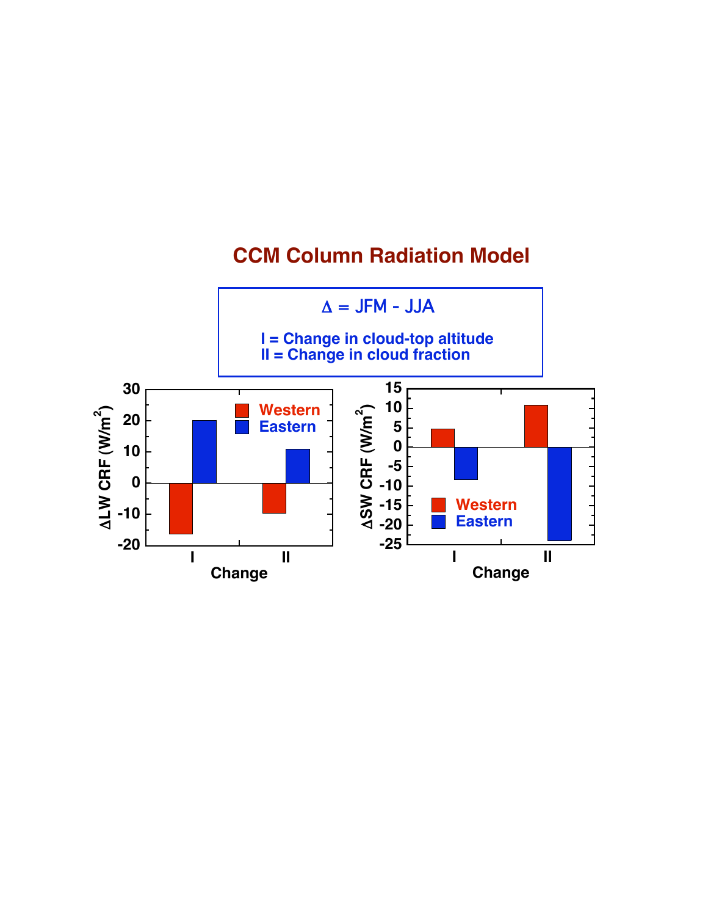# CCM Column Radiation Model

$\Delta$ = JFM - JJA

I = Change in cloud-top altitude
II = Change in cloud fraction

| Change | $\Delta$LW CRF ($W/m^2$) Western | $\Delta$LW CRF ($W/m^2$) Eastern | $\Delta$SW CRF ($W/m^2$) Western | $\Delta$SW CRF ($W/m^2$) Eastern |
|---|---|---|---|---|
| I | -16.5 | 20 | 4.5 | -8.5 |
| II | -10 | 11 | 11 | -24 |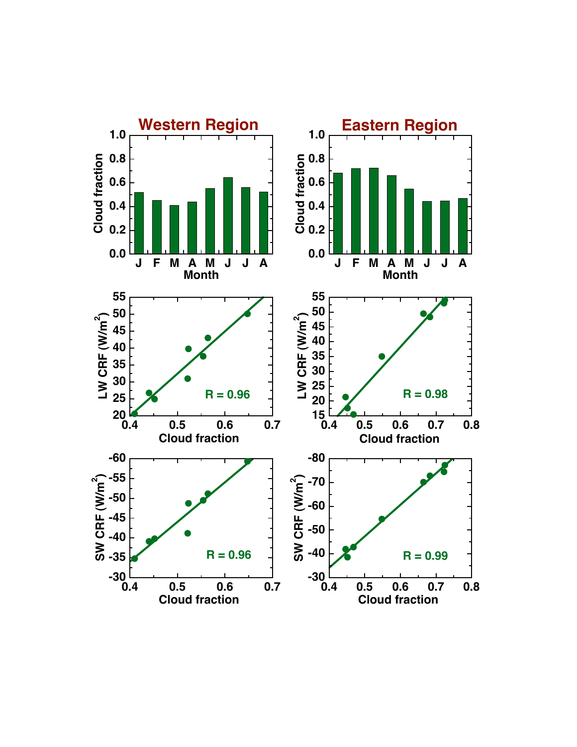## Western Region

Cloud fraction

J F M A M J J A

Month

LW CRF (W/m$^2$)

R = 0.96

Cloud fraction

SW CRF (W/m$^2$)

R = 0.96

Cloud fraction

## Eastern Region

Cloud fraction

J F M A M J J A

Month

LW CRF (W/m$^2$)

R = 0.98

Cloud fraction

SW CRF (W/m$^2$)

R = 0.99

Cloud fraction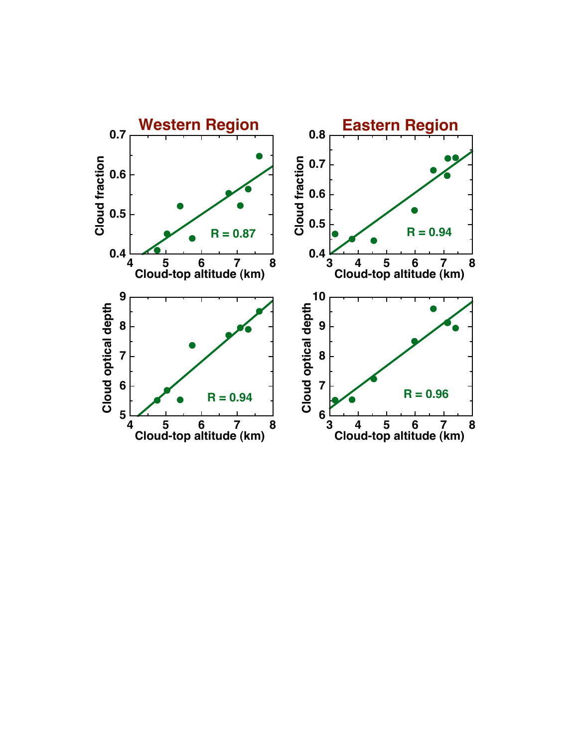## Western Region

Cloud fraction vs. Cloud-top altitude (km): R = 0.87

Cloud optical depth vs. Cloud-top altitude (km): R = 0.94

## Eastern Region

Cloud fraction vs. Cloud-top altitude (km): R = 0.94

Cloud optical depth vs. Cloud-top altitude (km): R = 0.96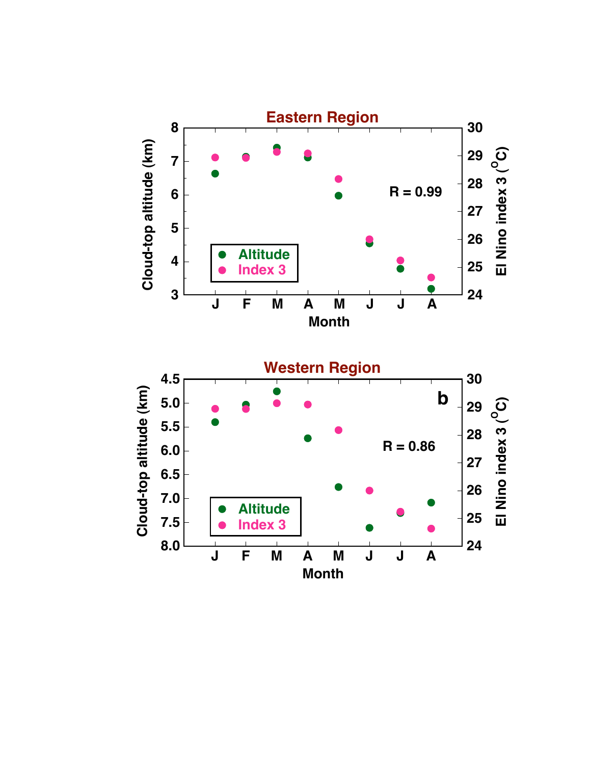Eastern Region

Cloud-top altitude (km)

8
7
6
5
4
3

El Nino index 3 ($^{O}$C)

30
29
28
27
26
25
24

R = 0.99

Altitude
Index 3

J F M A M J J A

Month

Western Region

b

Cloud-top altitude (km)

4.5
5.0
5.5
6.0
6.5
7.0
7.5
8.0

El Nino index 3 ($^{O}$C)

30
29
28
27
26
25
24

R = 0.86

Altitude
Index 3

J F M A M J J A

Month